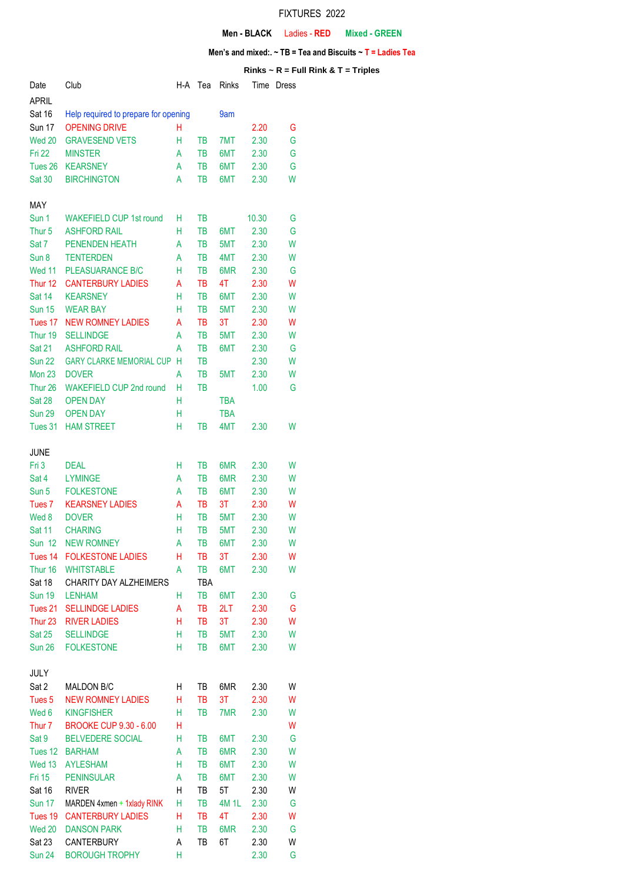# FIXTURES 2022

**Men - BLACK** Ladies - **RED** **Mixed - GREEN**

**Men's and mixed:. ~ TB = Tea and Biscuits ~ T = Ladies Tea**

**Rinks ~ R = Full Rink & T = Triples**

| Date | Club | H-A | Tea | Rinks | Time | Dress |
|---|---|---|---|---|---|---|
| APRIL | | | | | | |
| Sat 16 | Help required to prepare for opening | | | 9am | | |
| Sun 17 | OPENING DRIVE | H | | | 2.20 | G |
| Wed 20 | GRAVESEND VETS | H | TB | 7MT | 2.30 | G |
| Fri 22 | MINSTER | A | TB | 6MT | 2.30 | G |
| Tues 26 | KEARSNEY | A | TB | 6MT | 2.30 | G |
| Sat 30 | BIRCHINGTON | A | TB | 6MT | 2.30 | W |
| MAY | | | | | | |
| Sun 1 | WAKEFIELD CUP 1st round | H | TB | | 10.30 | G |
| Thur 5 | ASHFORD RAIL | H | TB | 6MT | 2.30 | G |
| Sat 7 | PENENDEN HEATH | A | TB | 5MT | 2.30 | W |
| Sun 8 | TENTERDEN | A | TB | 4MT | 2.30 | W |
| Wed 11 | PLEASUARANCE B/C | H | TB | 6MR | 2.30 | G |
| Thur 12 | CANTERBURY LADIES | A | TB | 4T | 2.30 | W |
| Sat 14 | KEARSNEY | H | TB | 6MT | 2.30 | W |
| Sun 15 | WEAR BAY | H | TB | 5MT | 2.30 | W |
| Tues 17 | NEW ROMNEY LADIES | A | TB | 3T | 2.30 | W |
| Thur 19 | SELLINDGE | A | TB | 5MT | 2.30 | W |
| Sat 21 | ASHFORD RAIL | A | TB | 6MT | 2.30 | G |
| Sun 22 | GARY CLARKE MEMORIAL CUP | H | TB | | 2.30 | W |
| Mon 23 | DOVER | A | TB | 5MT | 2.30 | W |
| Thur 26 | WAKEFIELD CUP 2nd round | H | TB | | 1.00 | G |
| Sat 28 | OPEN DAY | H | | TBA | | |
| Sun 29 | OPEN DAY | H | | TBA | | |
| Tues 31 | HAM STREET | H | TB | 4MT | 2.30 | W |
| JUNE | | | | | | |
| Fri 3 | DEAL | H | TB | 6MR | 2.30 | W |
| Sat 4 | LYMINGE | A | TB | 6MR | 2.30 | W |
| Sun 5 | FOLKESTONE | A | TB | 6MT | 2.30 | W |
| Tues 7 | KEARSNEY LADIES | A | TB | 3T | 2.30 | W |
| Wed 8 | DOVER | H | TB | 5MT | 2.30 | W |
| Sat 11 | CHARING | H | TB | 5MT | 2.30 | W |
| Sun 12 | NEW ROMNEY | A | TB | 6MT | 2.30 | W |
| Tues 14 | FOLKESTONE LADIES | H | TB | 3T | 2.30 | W |
| Thur 16 | WHITSTABLE | A | TB | 6MT | 2.30 | W |
| Sat 18 | CHARITY DAY ALZHEIMERS | | TBA | | | |
| Sun 19 | LENHAM | H | TB | 6MT | 2.30 | G |
| Tues 21 | SELLINDGE LADIES | A | TB | 2LT | 2.30 | G |
| Thur 23 | RIVER LADIES | H | TB | 3T | 2.30 | W |
| Sat 25 | SELLINDGE | H | TB | 5MT | 2.30 | W |
| Sun 26 | FOLKESTONE | H | TB | 6MT | 2.30 | W |
| JULY | | | | | | |
| Sat 2 | MALDON B/C | H | TB | 6MR | 2.30 | W |
| Tues 5 | NEW ROMNEY LADIES | H | TB | 3T | 2.30 | W |
| Wed 6 | KINGFISHER | H | TB | 7MR | 2.30 | W |
| Thur 7 | BROOKE CUP 9.30 - 6.00 | H | | | | W |
| Sat 9 | BELVEDERE SOCIAL | H | TB | 6MT | 2.30 | G |
| Tues 12 | BARHAM | A | TB | 6MR | 2.30 | W |
| Wed 13 | AYLESHAM | H | TB | 6MT | 2.30 | W |
| Fri 15 | PENINSULAR | A | TB | 6MT | 2.30 | W |
| Sat 16 | RIVER | H | TB | 5T | 2.30 | W |
| Sun 17 | MARDEN 4xmen + 1xlady RINK | H | TB | 4M 1L | 2.30 | G |
| Tues 19 | CANTERBURY LADIES | H | TB | 4T | 2.30 | W |
| Wed 20 | DANSON PARK | H | TB | 6MR | 2.30 | G |
| Sat 23 | CANTERBURY | A | TB | 6T | 2.30 | W |
| Sun 24 | BOROUGH TROPHY | H | | | 2.30 | G |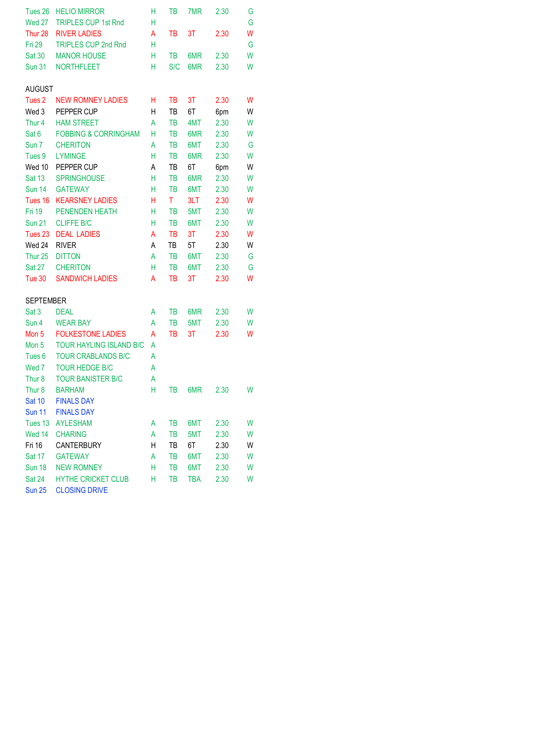| | | | | | | |
|---|---|---|---|---|---|---|
| Tues 26 | HELIO MIRROR | H | TB | 7MR | 2.30 | G |
| Wed 27 | TRIPLES CUP 1st Rnd | H | | | | G |
| Thur 28 | RIVER LADIES | A | TB | 3T | 2.30 | W |
| Fri 29 | TRIPLES CUP 2nd Rnd | H | | | | G |
| Sat 30 | MANOR HOUSE | H | TB | 6MR | 2.30 | W |
| Sun 31 | NORTHFLEET | H | S/C | 6MR | 2.30 | W |
| | | | | | | |
| AUGUST | | | | | | |
| Tues 2 | NEW ROMNEY LADIES | H | TB | 3T | 2.30 | W |
| Wed 3 | PEPPER CUP | H | TB | 6T | 6pm | W |
| Thur 4 | HAM STREET | A | TB | 4MT | 2.30 | W |
| Sat 6 | FOBBING & CORRINGHAM | H | TB | 6MR | 2.30 | W |
| Sun 7 | CHERITON | A | TB | 6MT | 2.30 | G |
| Tues 9 | LYMINGE | H | TB | 6MR | 2.30 | W |
| Wed 10 | PEPPER CUP | A | TB | 6T | 6pm | W |
| Sat 13 | SPRINGHOUSE | H | TB | 6MR | 2.30 | W |
| Sun 14 | GATEWAY | H | TB | 6MT | 2.30 | W |
| Tues 16 | KEARSNEY LADIES | H | T | 3LT | 2.30 | W |
| Fri 19 | PENENDEN HEATH | H | TB | 5MT | 2.30 | W |
| Sun 21 | CLIFFE B/C | H | TB | 6MT | 2.30 | W |
| Tues 23 | DEAL LADIES | A | TB | 3T | 2.30 | W |
| Wed 24 | RIVER | A | TB | 5T | 2.30 | W |
| Thur 25 | DITTON | A | TB | 6MT | 2.30 | G |
| Sat 27 | CHERITON | H | TB | 6MT | 2.30 | G |
| Tue 30 | SANDWICH LADIES | A | TB | 3T | 2.30 | W |
| | | | | | | |
| SEPTEMBER | | | | | | |
| Sat 3 | DEAL | A | TB | 6MR | 2.30 | W |
| Sun 4 | WEAR BAY | A | TB | 5MT | 2.30 | W |
| Mon 5 | FOLKESTONE LADIES | A | TB | 3T | 2.30 | W |
| Mon 5 | TOUR HAYLING ISLAND B/C | A | | | | |
| Tues 6 | TOUR CRABLANDS B/C | A | | | | |
| Wed 7 | TOUR HEDGE B/C | A | | | | |
| Thur 8 | TOUR BANISTER B/C | A | | | | |
| Thur 8 | BARHAM | H | TB | 6MR | 2.30 | W |
| Sat 10 | FINALS DAY | | | | | |
| Sun 11 | FINALS DAY | | | | | |
| Tues 13 | AYLESHAM | A | TB | 6MT | 2.30 | W |
| Wed 14 | CHARING | A | TB | 5MT | 2.30 | W |
| Fri 16 | CANTERBURY | H | TB | 6T | 2.30 | W |
| Sat 17 | GATEWAY | A | TB | 6MT | 2.30 | W |
| Sun 18 | NEW ROMNEY | H | TB | 6MT | 2.30 | W |
| Sat 24 | HYTHE CRICKET CLUB | H | TB | TBA | 2.30 | W |
| Sun 25 | CLOSING DRIVE | | | | | |